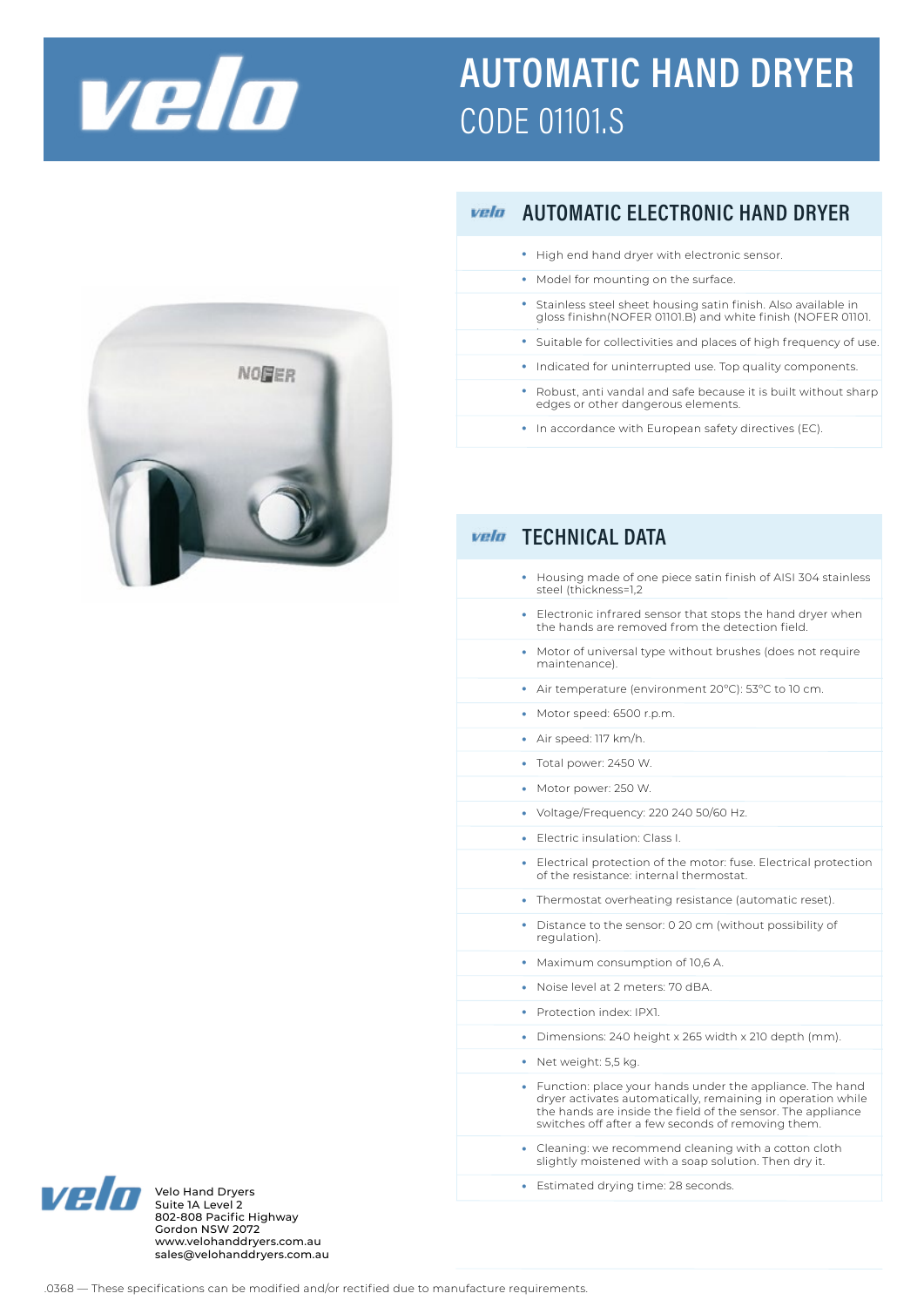# AUTOMATIC HAND DRYER

CODE 01101.S

## AUTOMATIC ELECTRONIC HAND DRYER

- High end hand dryer with electronic sensor.
- Model for mounting on the surface.
- Stainless steel sheet housing satin finish. Also available in gloss finishn(NOFER 01101.B) and white finish (NOFER 01101.
- Suitable for collectivities and places of high frequency of use.
- Indicated for uninterrupted use. Top quality components.
- Robust, anti vandal and safe because it is built without sharp edges or other dangerous elements.
- In accordance with European safety directives (EC).

## TECHNICAL DATA

- Housing made of one piece satin finish of AISI 304 stainless steel (thickness=1,2
- Electronic infrared sensor that stops the hand dryer when the hands are removed from the detection field.
- Motor of universal type without brushes (does not require maintenance).
- Air temperature (environment 20°C): 53°C to 10 cm.
- Motor speed: 6500 r.p.m.
- Air speed: 117 km/h.
- Total power: 2450 W.
- Motor power: 250 W.
- Voltage/Frequency: 220 240 50/60 Hz.
- Electric insulation: Class I.
- Electrical protection of the motor: fuse. Electrical protection of the resistance: internal thermostat.
- Thermostat overheating resistance (automatic reset).
- Distance to the sensor: 0 20 cm (without possibility of regulation).
- Maximum consumption of 10,6 A.
- Noise level at 2 meters: 70 dBA.
- Protection index: IPX1.
- Dimensions: 240 height x 265 width x 210 depth (mm).
- Net weight: 5,5 kg.
- Function: place your hands under the appliance. The hand dryer activates automatically, remaining in operation while the hands are inside the field of the sensor. The appliance switches off after a few seconds of removing them.
- Cleaning: we recommend cleaning with a cotton cloth slightly moistened with a soap solution. Then dry it.
- Estimated drying time: 28 seconds.

Velo Hand Dryers
Suite 1A Level 2
802-808 Pacific Highway
Gordon NSW 2072
www.velohanddryers.com.au
sales@velohanddryers.com.au

.0368 — These specifications can be modified and/or rectified due to manufacture requirements.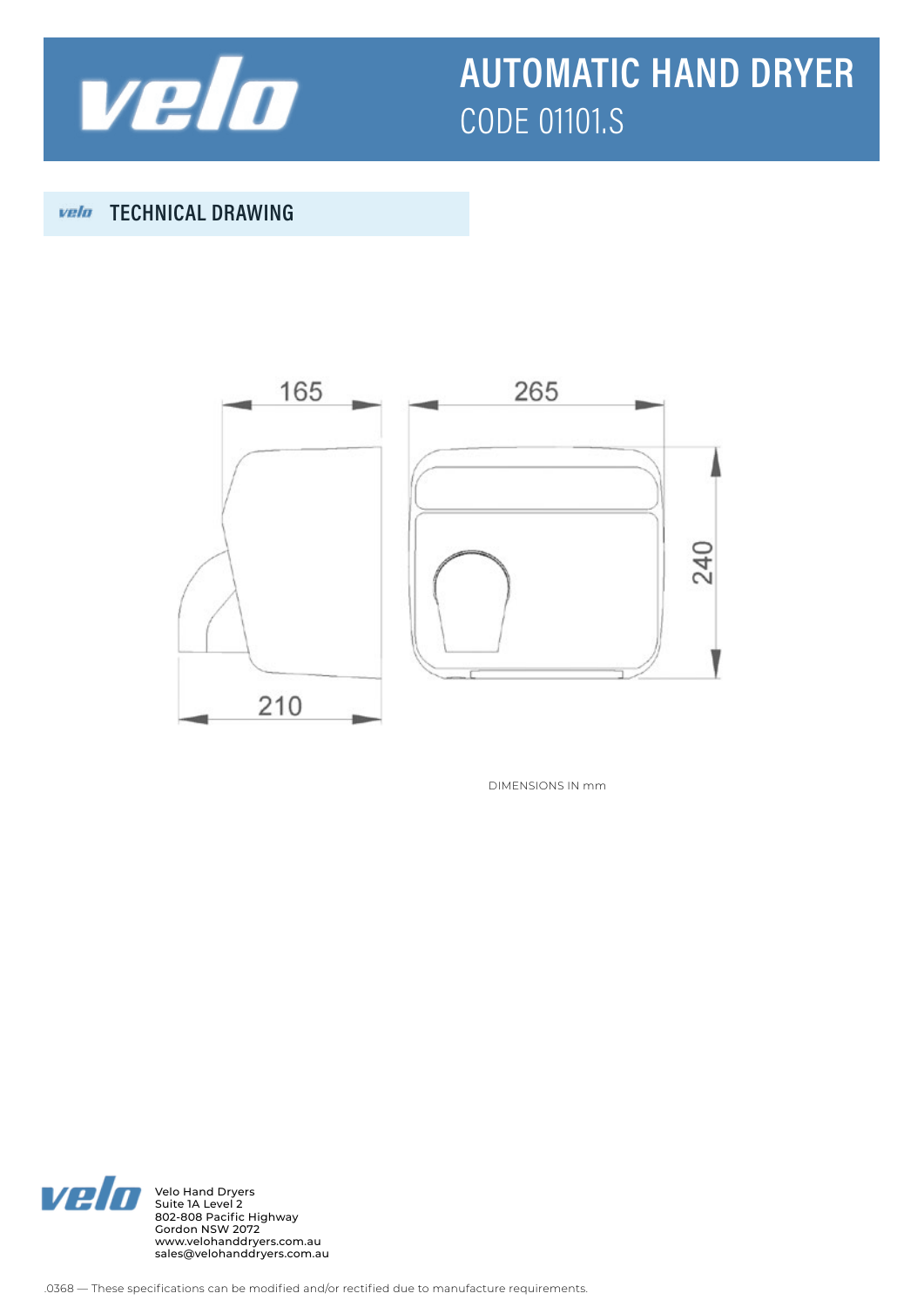# AUTOMATIC HAND DRYER

CODE 01101.S

## TECHNICAL DRAWING

165

265

240

210

DIMENSIONS IN mm

Velo Hand Dryers
Suite 1A Level 2
802-808 Pacific Highway
Gordon NSW 2072
www.velohanddryers.com.au
sales@velohanddryers.com.au

.0368 — These specifications can be modified and/or rectified due to manufacture requirements.